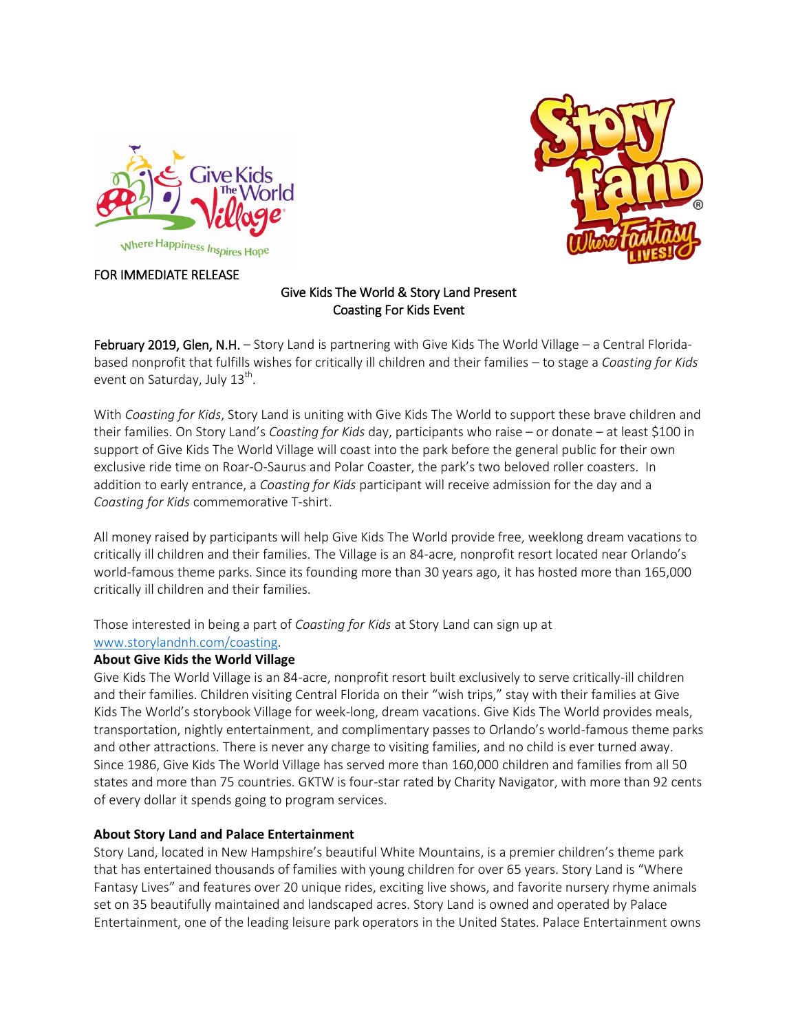FOR IMMEDIATE RELEASE

# Give Kids The World & Story Land Present Coasting For Kids Event

February 2019, Glen, N.H. – Story Land is partnering with Give Kids The World Village – a Central Florida-based nonprofit that fulfills wishes for critically ill children and their families – to stage a *Coasting for Kids* event on Saturday, July 13th.

With *Coasting for Kids*, Story Land is uniting with Give Kids The World to support these brave children and their families. On Story Land's *Coasting for Kids* day, participants who raise – or donate – at least $100 in support of Give Kids The World Village will coast into the park before the general public for their own exclusive ride time on Roar-O-Saurus and Polar Coaster, the park's two beloved roller coasters. In addition to early entrance, a *Coasting for Kids* participant will receive admission for the day and a *Coasting for Kids* commemorative T-shirt.

All money raised by participants will help Give Kids The World provide free, weeklong dream vacations to critically ill children and their families. The Village is an 84-acre, nonprofit resort located near Orlando's world-famous theme parks. Since its founding more than 30 years ago, it has hosted more than 165,000 critically ill children and their families.

Those interested in being a part of *Coasting for Kids* at Story Land can sign up at [www.storylandnh.com/coasting](http://www.storylandnh.com/coasting).

**About Give Kids the World Village**

Give Kids The World Village is an 84-acre, nonprofit resort built exclusively to serve critically-ill children and their families. Children visiting Central Florida on their "wish trips," stay with their families at Give Kids The World's storybook Village for week-long, dream vacations. Give Kids The World provides meals, transportation, nightly entertainment, and complimentary passes to Orlando's world-famous theme parks and other attractions. There is never any charge to visiting families, and no child is ever turned away. Since 1986, Give Kids The World Village has served more than 160,000 children and families from all 50 states and more than 75 countries. GKTW is four-star rated by Charity Navigator, with more than 92 cents of every dollar it spends going to program services.

**About Story Land and Palace Entertainment**

Story Land, located in New Hampshire's beautiful White Mountains, is a premier children's theme park that has entertained thousands of families with young children for over 65 years. Story Land is "Where Fantasy Lives" and features over 20 unique rides, exciting live shows, and favorite nursery rhyme animals set on 35 beautifully maintained and landscaped acres. Story Land is owned and operated by Palace Entertainment, one of the leading leisure park operators in the United States. Palace Entertainment owns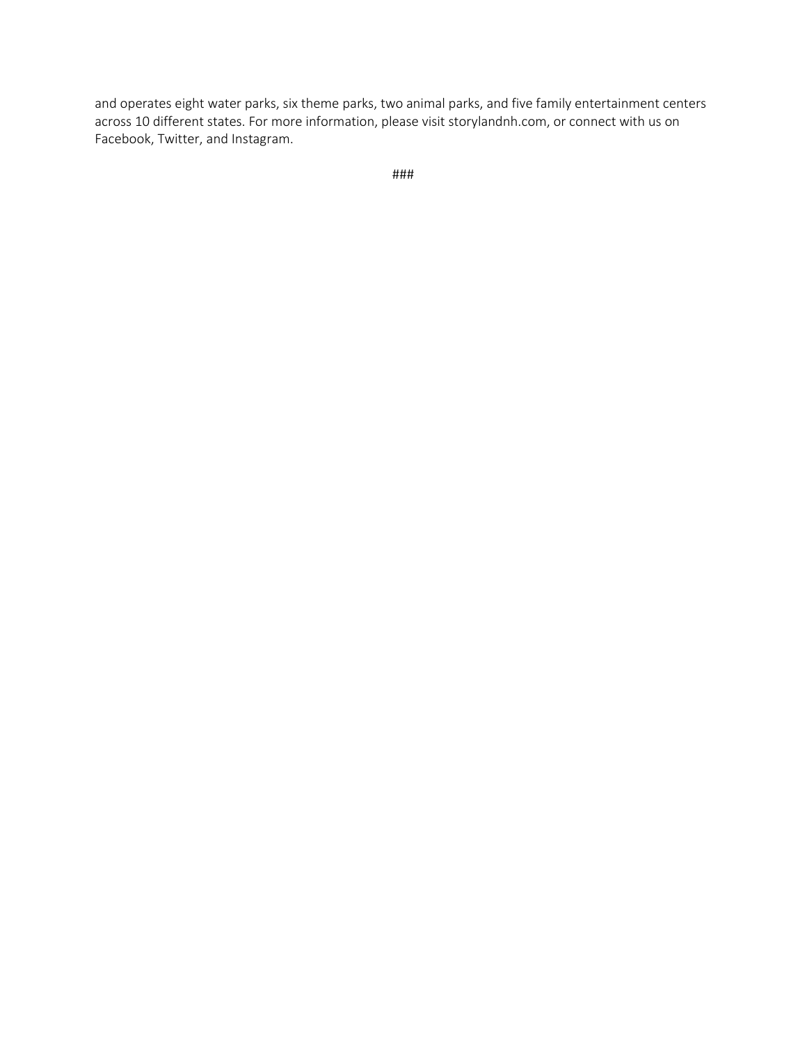and operates eight water parks, six theme parks, two animal parks, and five family entertainment centers across 10 different states. For more information, please visit storylandnh.com, or connect with us on Facebook, Twitter, and Instagram.

###